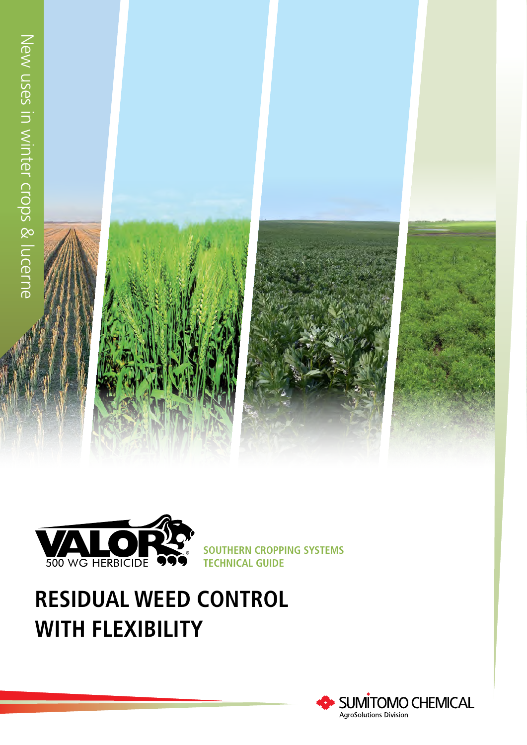New uses in winter crops & lucerne

VALOR® 500 WG HERBICIDE

SOUTHERN CROPPING SYSTEMS
TECHNICAL GUIDE

# RESIDUAL WEED CONTROL WITH FLEXIBILITY

SUMITOMO CHEMICAL
AgroSolutions Division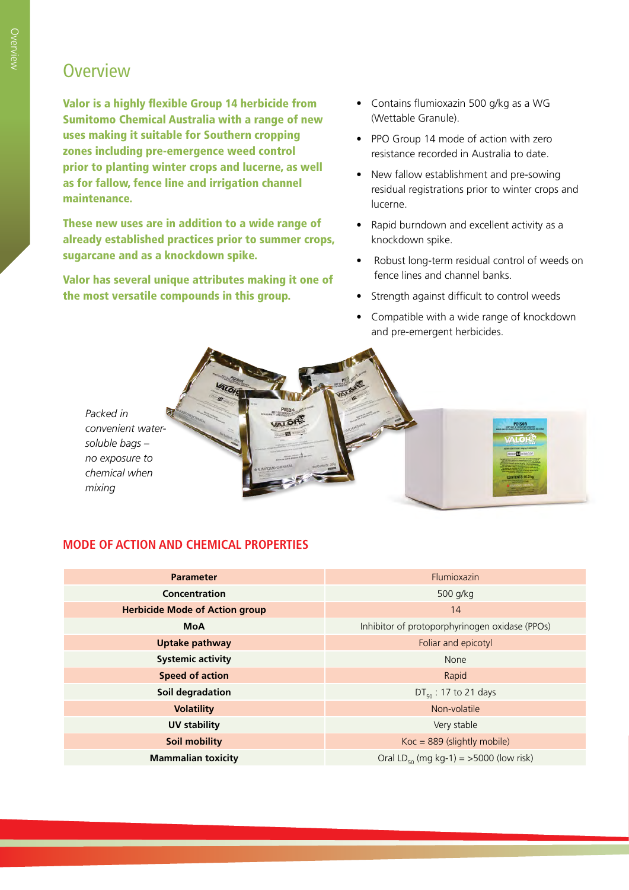# Overview

**Valor is a highly flexible Group 14 herbicide from Sumitomo Chemical Australia with a range of new uses making it suitable for Southern cropping zones including pre-emergence weed control prior to planting winter crops and lucerne, as well as for fallow, fence line and irrigation channel maintenance.**

**These new uses are in addition to a wide range of already established practices prior to summer crops, sugarcane and as a knockdown spike.**

**Valor has several unique attributes making it one of the most versatile compounds in this group.**

- Contains flumioxazin 500 g/kg as a WG (Wettable Granule).
- PPO Group 14 mode of action with zero resistance recorded in Australia to date.
- New fallow establishment and pre-sowing residual registrations prior to winter crops and lucerne.
- Rapid burndown and excellent activity as a knockdown spike.
- Robust long-term residual control of weeds on fence lines and channel banks.
- Strength against difficult to control weeds
- Compatible with a wide range of knockdown and pre-emergent herbicides.

*Packed in convenient water-soluble bags – no exposure to chemical when mixing*

## MODE OF ACTION AND CHEMICAL PROPERTIES

| Parameter | Flumioxazin |
|---|---|
| Concentration | 500 g/kg |
| Herbicide Mode of Action group | 14 |
| MoA | Inhibitor of protoporphyrinogen oxidase (PPOs) |
| Uptake pathway | Foliar and epicotyl |
| Systemic activity | None |
| Speed of action | Rapid |
| Soil degradation | $DT_{50}$ : 17 to 21 days |
| Volatility | Non-volatile |
| UV stability | Very stable |
| Soil mobility | Koc = 889 (slightly mobile) |
| Mammalian toxicity | Oral $LD_{50}$ (mg kg-1) = >5000 (low risk) |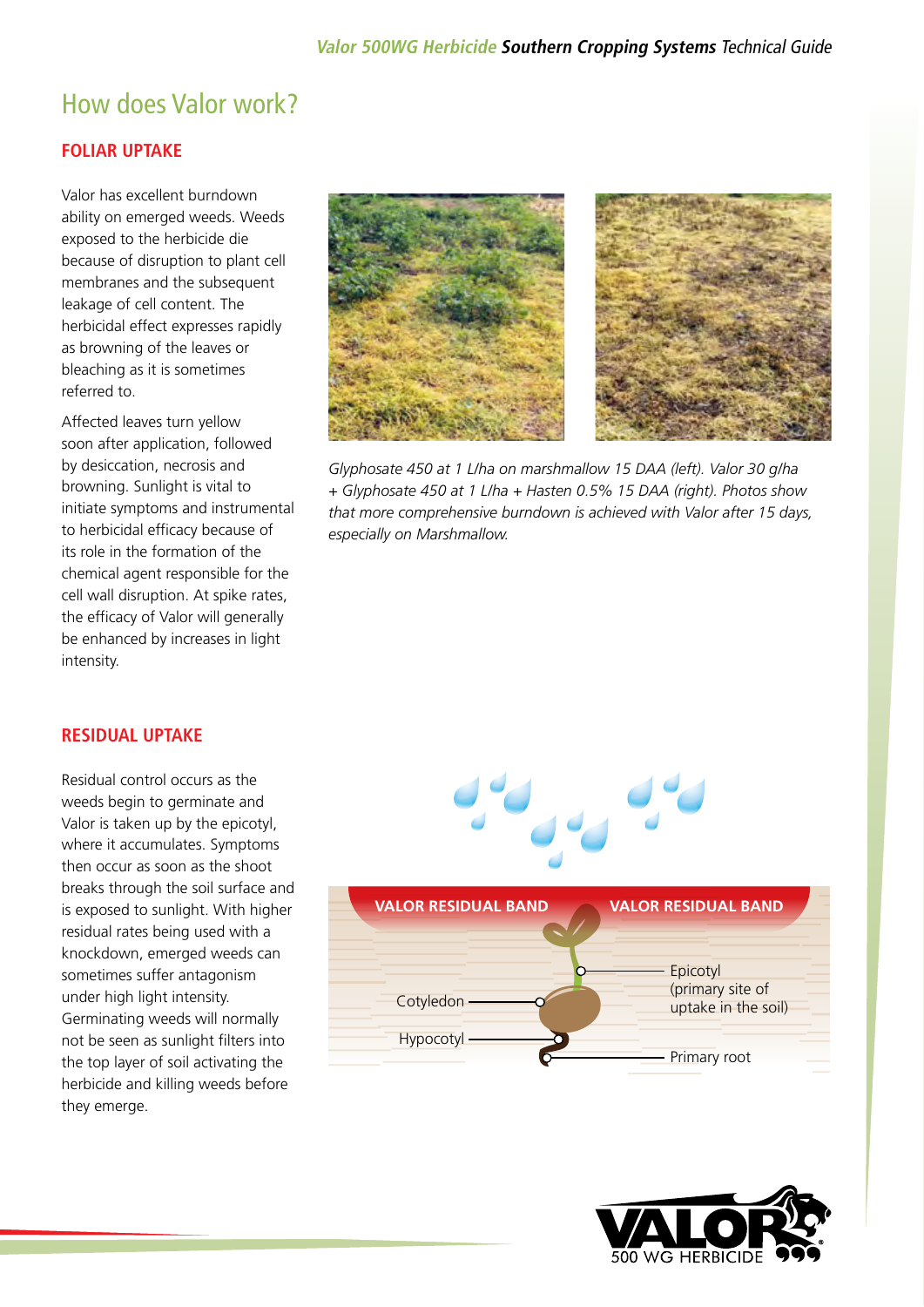# How does Valor work?

## FOLIAR UPTAKE

Valor has excellent burndown ability on emerged weeds. Weeds exposed to the herbicide die because of disruption to plant cell membranes and the subsequent leakage of cell content. The herbicidal effect expresses rapidly as browning of the leaves or bleaching as it is sometimes referred to.

Affected leaves turn yellow soon after application, followed by desiccation, necrosis and browning. Sunlight is vital to initiate symptoms and instrumental to herbicidal efficacy because of its role in the formation of the chemical agent responsible for the cell wall disruption. At spike rates, the efficacy of Valor will generally be enhanced by increases in light intensity.

*Glyphosate 450 at 1 L/ha on marshmallow 15 DAA (left). Valor 30 g/ha + Glyphosate 450 at 1 L/ha + Hasten 0.5% 15 DAA (right). Photos show that more comprehensive burndown is achieved with Valor after 15 days, especially on Marshmallow.*

## RESIDUAL UPTAKE

Residual control occurs as the weeds begin to germinate and Valor is taken up by the epicotyl, where it accumulates. Symptoms then occur as soon as the shoot breaks through the soil surface and is exposed to sunlight. With higher residual rates being used with a knockdown, emerged weeds can sometimes suffer antagonism under high light intensity. Germinating weeds will normally not be seen as sunlight filters into the top layer of soil activating the herbicide and killing weeds before they emerge.

VALOR RESIDUAL BAND | VALOR RESIDUAL BAND

Cotyledon

Hypocotyl

Epicotyl (primary site of uptake in the soil)

Primary root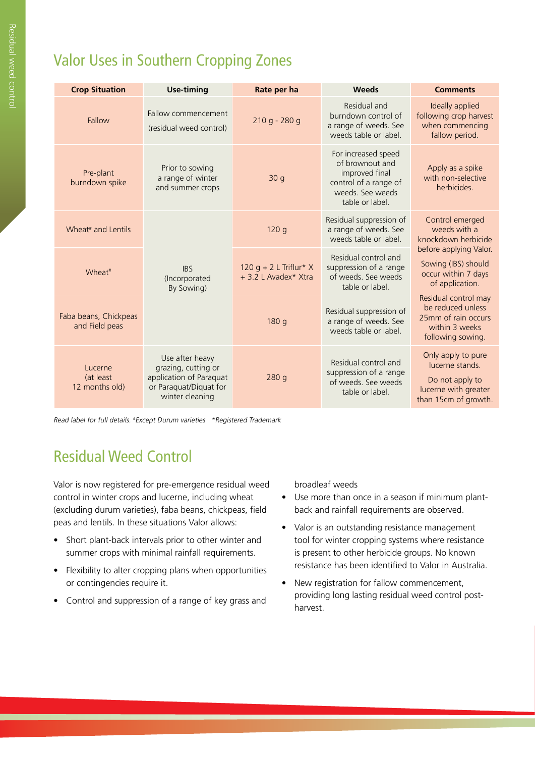## Valor Uses in Southern Cropping Zones

| Crop Situation | Use-timing | Rate per ha | Weeds | Comments |
|---|---|---|---|---|
| Fallow | Fallow commencement (residual weed control) | 210 g - 280 g | Residual and burndown control of a range of weeds. See weeds table or label. | Ideally applied following crop harvest when commencing fallow period. |
| Pre-plant burndown spike | Prior to sowing a range of winter and summer crops | 30 g | For increased speed of brownout and improved final control of a range of weeds. See weeds table or label. | Apply as a spike with non-selective herbicides. |
| Wheat# and Lentils | IBS (Incorporated By Sowing) | 120 g | Residual suppression of a range of weeds. See weeds table or label. | Control emerged weeds with a knockdown herbicide before applying Valor. Sowing (IBS) should occur within 7 days of application. Residual control may be reduced unless 25mm of rain occurs within 3 weeks following sowing. |
| Wheat# | | 120 g + 2 L Triflur* X + 3.2 L Avadex* Xtra | Residual control and suppression of a range of weeds. See weeds table or label. | |
| Faba beans, Chickpeas and Field peas | | 180 g | Residual suppression of a range of weeds. See weeds table or label. | |
| Lucerne (at least 12 months old) | Use after heavy grazing, cutting or application of Paraquat or Paraquat/Diquat for winter cleaning | 280 g | Residual control and suppression of a range of weeds. See weeds table or label. | Only apply to pure lucerne stands. Do not apply to lucerne with greater than 15cm of growth. |

*Read label for full details. #Except Durum varieties \*Registered Trademark*

## Residual Weed Control

Valor is now registered for pre-emergence residual weed control in winter crops and lucerne, including wheat (excluding durum varieties), faba beans, chickpeas, field peas and lentils. In these situations Valor allows:

- Short plant-back intervals prior to other winter and summer crops with minimal rainfall requirements.
- Flexibility to alter cropping plans when opportunities or contingencies require it.
- Control and suppression of a range of key grass and broadleaf weeds
- Use more than once in a season if minimum plant-back and rainfall requirements are observed.
- Valor is an outstanding resistance management tool for winter cropping systems where resistance is present to other herbicide groups. No known resistance has been identified to Valor in Australia.
- New registration for fallow commencement, providing long lasting residual weed control post-harvest.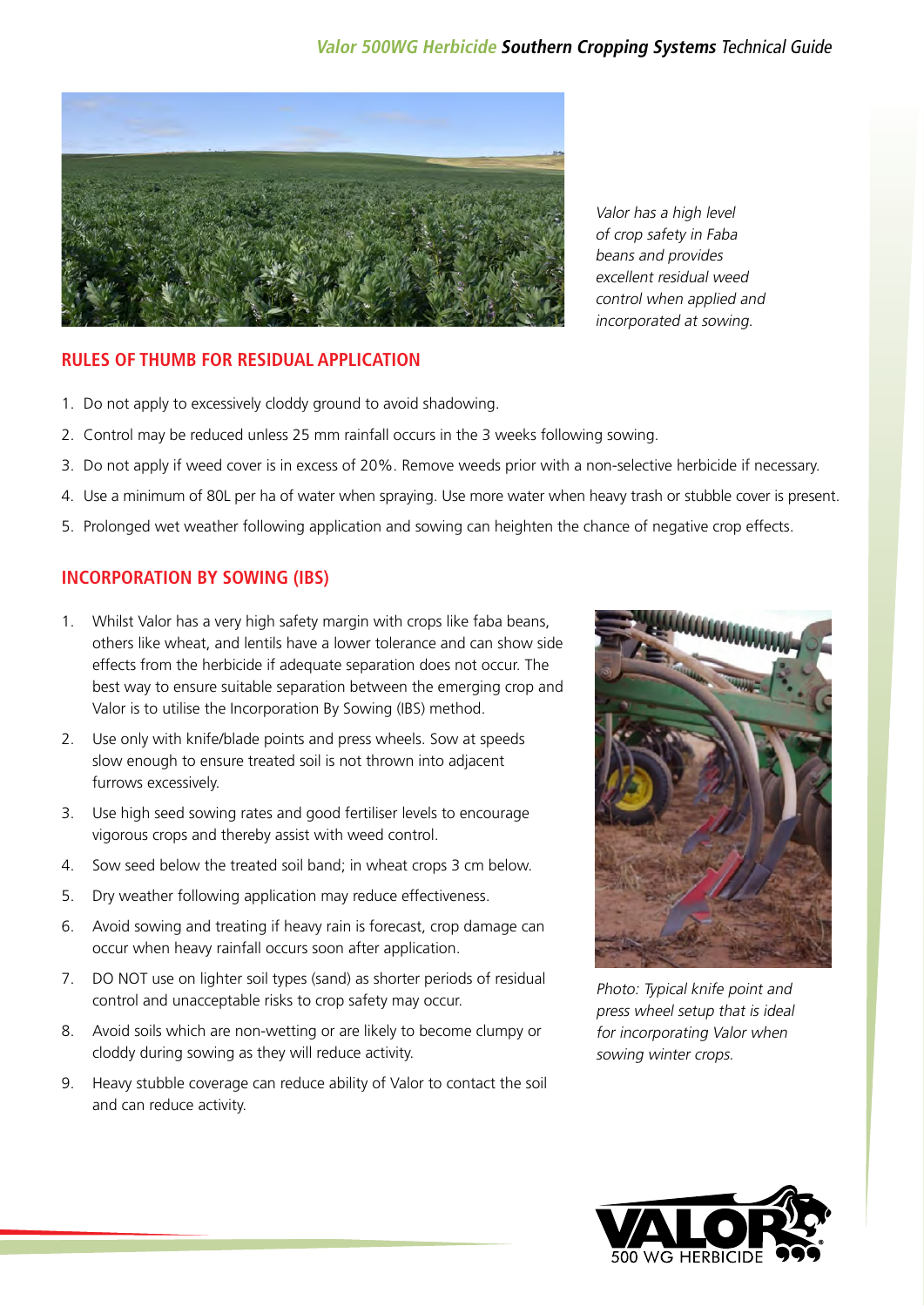*Valor has a high level of crop safety in Faba beans and provides excellent residual weed control when applied and incorporated at sowing.*

## RULES OF THUMB FOR RESIDUAL APPLICATION

1. Do not apply to excessively cloddy ground to avoid shadowing.
2. Control may be reduced unless 25 mm rainfall occurs in the 3 weeks following sowing.
3. Do not apply if weed cover is in excess of 20%. Remove weeds prior with a non-selective herbicide if necessary.
4. Use a minimum of 80L per ha of water when spraying. Use more water when heavy trash or stubble cover is present.
5. Prolonged wet weather following application and sowing can heighten the chance of negative crop effects.

## INCORPORATION BY SOWING (IBS)

1. Whilst Valor has a very high safety margin with crops like faba beans, others like wheat, and lentils have a lower tolerance and can show side effects from the herbicide if adequate separation does not occur. The best way to ensure suitable separation between the emerging crop and Valor is to utilise the Incorporation By Sowing (IBS) method.
2. Use only with knife/blade points and press wheels. Sow at speeds slow enough to ensure treated soil is not thrown into adjacent furrows excessively.
3. Use high seed sowing rates and good fertiliser levels to encourage vigorous crops and thereby assist with weed control.
4. Sow seed below the treated soil band; in wheat crops 3 cm below.
5. Dry weather following application may reduce effectiveness.
6. Avoid sowing and treating if heavy rain is forecast, crop damage can occur when heavy rainfall occurs soon after application.
7. DO NOT use on lighter soil types (sand) as shorter periods of residual control and unacceptable risks to crop safety may occur.
8. Avoid soils which are non-wetting or are likely to become clumpy or cloddy during sowing as they will reduce activity.
9. Heavy stubble coverage can reduce ability of Valor to contact the soil and can reduce activity.

*Photo: Typical knife point and press wheel setup that is ideal for incorporating Valor when sowing winter crops.*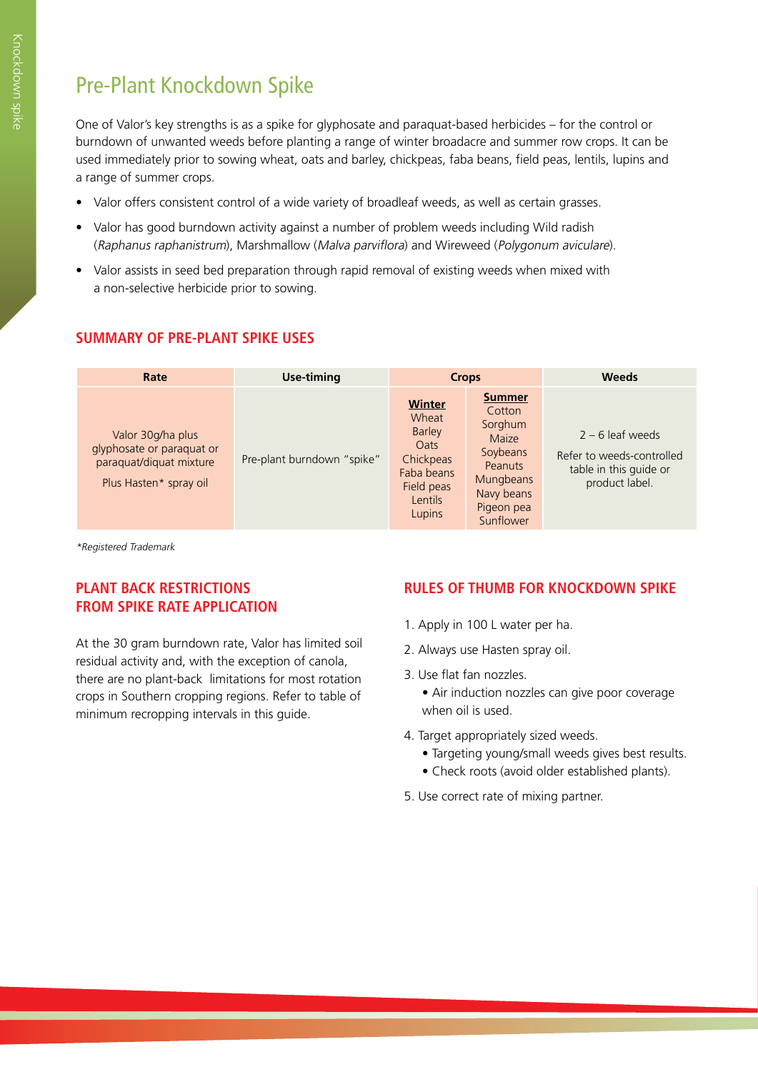# Pre-Plant Knockdown Spike

One of Valor's key strengths is as a spike for glyphosate and paraquat-based herbicides – for the control or burndown of unwanted weeds before planting a range of winter broadacre and summer row crops. It can be used immediately prior to sowing wheat, oats and barley, chickpeas, faba beans, field peas, lentils, lupins and a range of summer crops.

- Valor offers consistent control of a wide variety of broadleaf weeds, as well as certain grasses.
- Valor has good burndown activity against a number of problem weeds including Wild radish (*Raphanus raphanistrum*), Marshmallow (*Malva parviflora*) and Wireweed (*Polygonum aviculare*).
- Valor assists in seed bed preparation through rapid removal of existing weeds when mixed with a non-selective herbicide prior to sowing.

## SUMMARY OF PRE-PLANT SPIKE USES

| Rate | Use-timing | Crops | | Weeds |
|---|---|---|---|---|
| Valor 30g/ha plus glyphosate or paraquat or paraquat/diquat mixture<br><br>Plus Hasten* spray oil | Pre-plant burndown "spike" | **Winter**<br>Wheat<br>Barley<br>Oats<br>Chickpeas<br>Faba beans<br>Field peas<br>Lentils<br>Lupins | **Summer**<br>Cotton<br>Sorghum<br>Maize<br>Soybeans<br>Peanuts<br>Mungbeans<br>Navy beans<br>Pigeon pea<br>Sunflower | 2 – 6 leaf weeds<br><br>Refer to weeds-controlled table in this guide or product label. |

*\*Registered Trademark*

## PLANT BACK RESTRICTIONS FROM SPIKE RATE APPLICATION

At the 30 gram burndown rate, Valor has limited soil residual activity and, with the exception of canola, there are no plant-back limitations for most rotation crops in Southern cropping regions. Refer to table of minimum recropping intervals in this guide.

## RULES OF THUMB FOR KNOCKDOWN SPIKE

1. Apply in 100 L water per ha.
2. Always use Hasten spray oil.
3. Use flat fan nozzles.
   - Air induction nozzles can give poor coverage when oil is used.
4. Target appropriately sized weeds.
   - Targeting young/small weeds gives best results.
   - Check roots (avoid older established plants).
5. Use correct rate of mixing partner.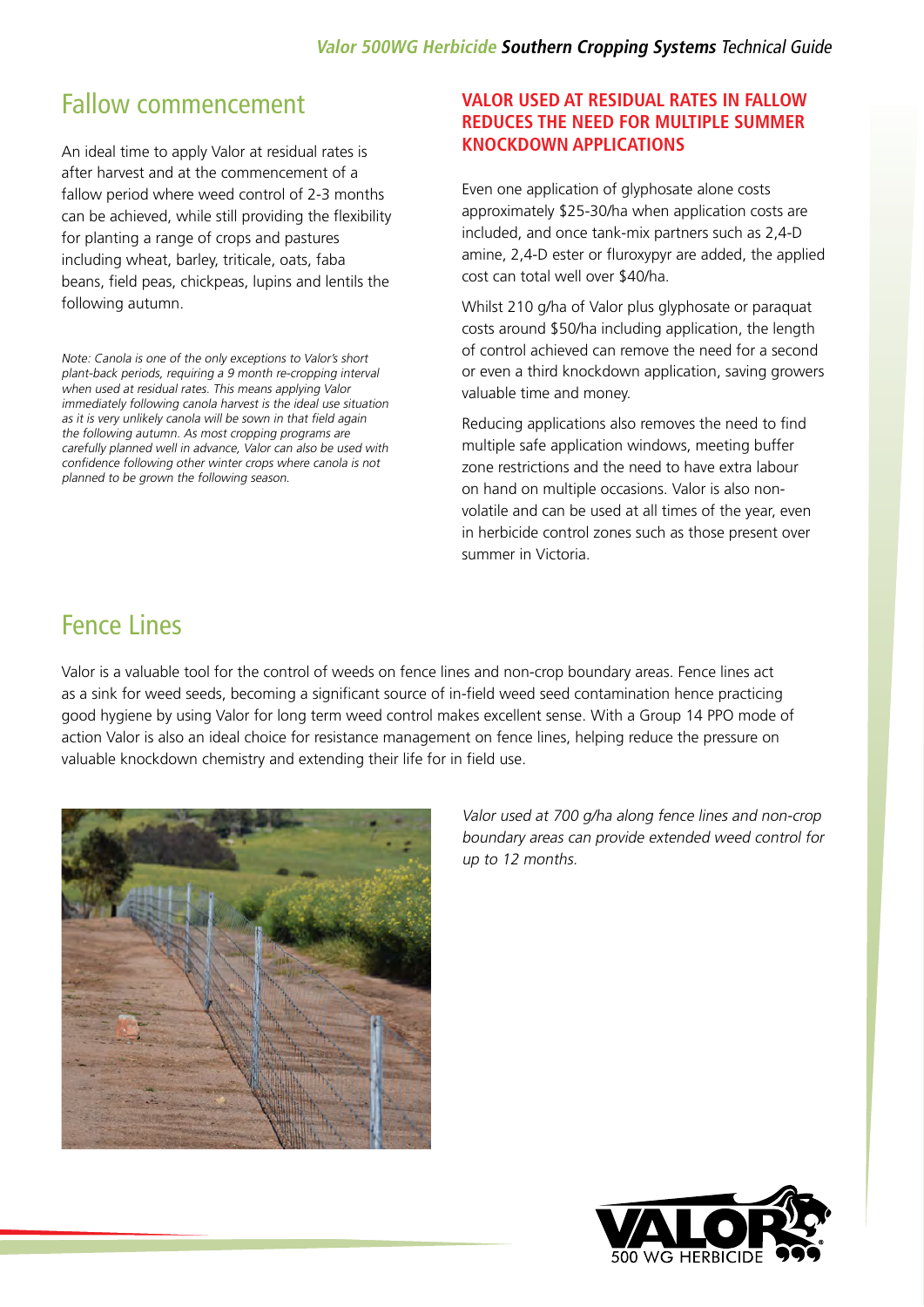## Fallow commencement

An ideal time to apply Valor at residual rates is after harvest and at the commencement of a fallow period where weed control of 2-3 months can be achieved, while still providing the flexibility for planting a range of crops and pastures including wheat, barley, triticale, oats, faba beans, field peas, chickpeas, lupins and lentils the following autumn.

*Note: Canola is one of the only exceptions to Valor's short plant-back periods, requiring a 9 month re-cropping interval when used at residual rates. This means applying Valor immediately following canola harvest is the ideal use situation as it is very unlikely canola will be sown in that field again the following autumn. As most cropping programs are carefully planned well in advance, Valor can also be used with confidence following other winter crops where canola is not planned to be grown the following season.*

### VALOR USED AT RESIDUAL RATES IN FALLOW REDUCES THE NEED FOR MULTIPLE SUMMER KNOCKDOWN APPLICATIONS

Even one application of glyphosate alone costs approximately $25-30/ha when application costs are included, and once tank-mix partners such as 2,4-D amine, 2,4-D ester or fluroxypyr are added, the applied cost can total well over $40/ha.

Whilst 210 g/ha of Valor plus glyphosate or paraquat costs around $50/ha including application, the length of control achieved can remove the need for a second or even a third knockdown application, saving growers valuable time and money.

Reducing applications also removes the need to find multiple safe application windows, meeting buffer zone restrictions and the need to have extra labour on hand on multiple occasions. Valor is also non-volatile and can be used at all times of the year, even in herbicide control zones such as those present over summer in Victoria.

## Fence Lines

Valor is a valuable tool for the control of weeds on fence lines and non-crop boundary areas. Fence lines act as a sink for weed seeds, becoming a significant source of in-field weed seed contamination hence practicing good hygiene by using Valor for long term weed control makes excellent sense. With a Group 14 PPO mode of action Valor is also an ideal choice for resistance management on fence lines, helping reduce the pressure on valuable knockdown chemistry and extending their life for in field use.

*Valor used at 700 g/ha along fence lines and non-crop boundary areas can provide extended weed control for up to 12 months.*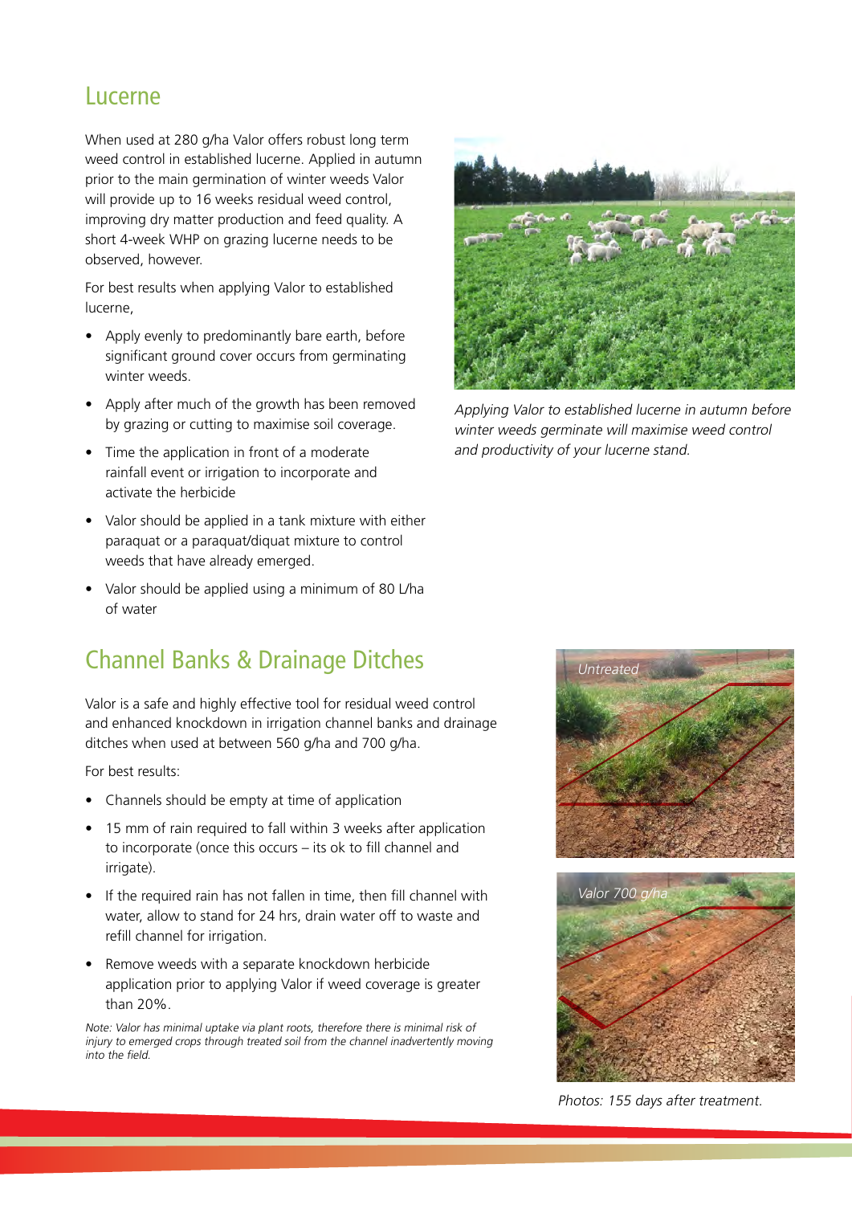## Lucerne

When used at 280 g/ha Valor offers robust long term weed control in established lucerne. Applied in autumn prior to the main germination of winter weeds Valor will provide up to 16 weeks residual weed control, improving dry matter production and feed quality. A short 4-week WHP on grazing lucerne needs to be observed, however.

For best results when applying Valor to established lucerne,

- Apply evenly to predominantly bare earth, before significant ground cover occurs from germinating winter weeds.
- Apply after much of the growth has been removed by grazing or cutting to maximise soil coverage.
- Time the application in front of a moderate rainfall event or irrigation to incorporate and activate the herbicide
- Valor should be applied in a tank mixture with either paraquat or a paraquat/diquat mixture to control weeds that have already emerged.
- Valor should be applied using a minimum of 80 L/ha of water

*Applying Valor to established lucerne in autumn before winter weeds germinate will maximise weed control and productivity of your lucerne stand.*

## Channel Banks & Drainage Ditches

Valor is a safe and highly effective tool for residual weed control and enhanced knockdown in irrigation channel banks and drainage ditches when used at between 560 g/ha and 700 g/ha.

For best results:

- Channels should be empty at time of application
- 15 mm of rain required to fall within 3 weeks after application to incorporate (once this occurs – its ok to fill channel and irrigate).
- If the required rain has not fallen in time, then fill channel with water, allow to stand for 24 hrs, drain water off to waste and refill channel for irrigation.
- Remove weeds with a separate knockdown herbicide application prior to applying Valor if weed coverage is greater than 20%.

*Note: Valor has minimal uptake via plant roots, therefore there is minimal risk of injury to emerged crops through treated soil from the channel inadvertently moving into the field.*

*Untreated*

*Valor 700 g/ha*

*Photos: 155 days after treatment.*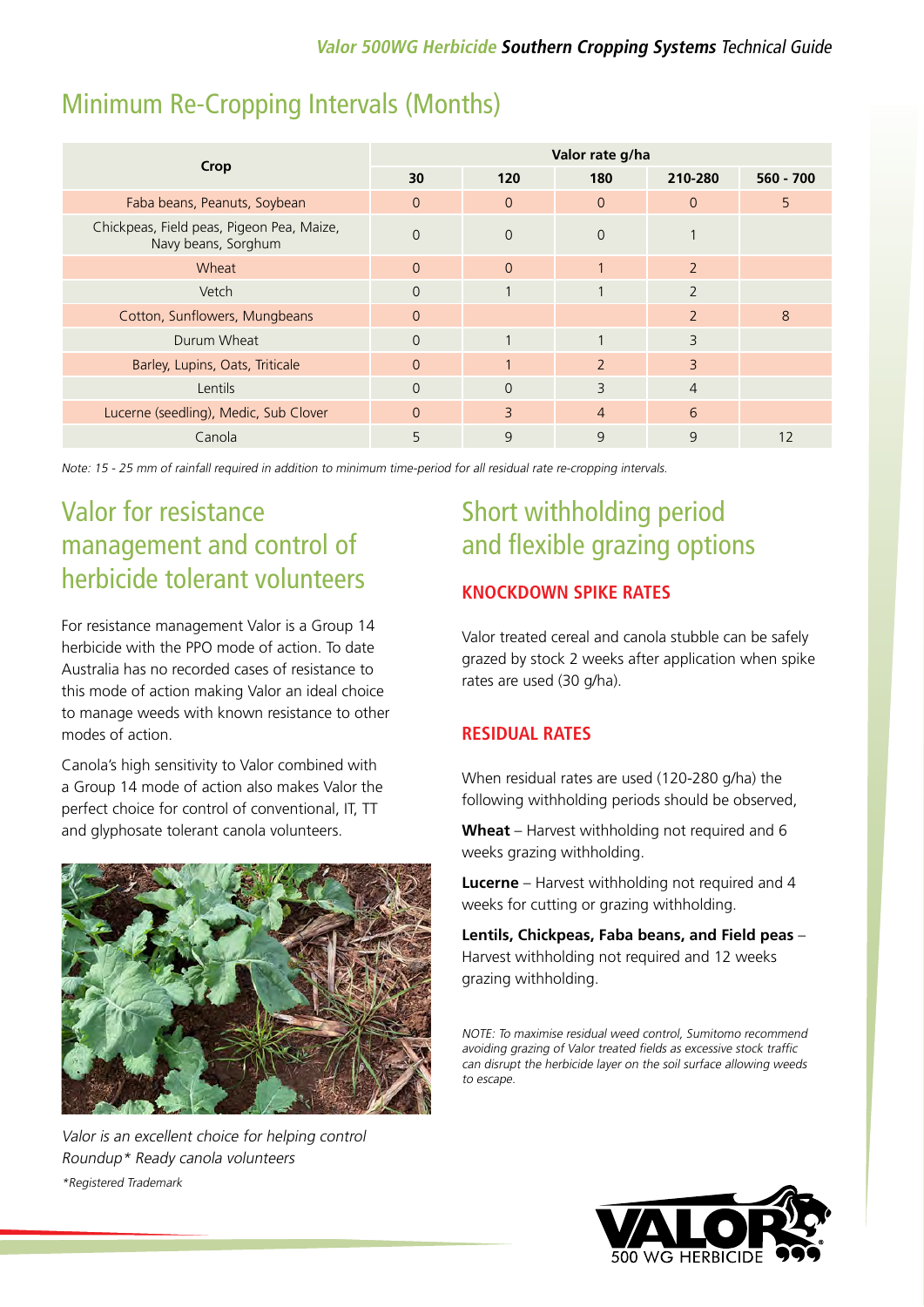## Minimum Re-Cropping Intervals (Months)

| Crop | Valor rate g/ha | | | | |
|---|---|---|---|---|---|
| | 30 | 120 | 180 | 210-280 | 560 - 700 |
| Faba beans, Peanuts, Soybean | 0 | 0 | 0 | 0 | 5 |
| Chickpeas, Field peas, Pigeon Pea, Maize, Navy beans, Sorghum | 0 | 0 | 0 | 1 | |
| Wheat | 0 | 0 | 1 | 2 | |
| Vetch | 0 | 1 | 1 | 2 | |
| Cotton, Sunflowers, Mungbeans | 0 | | | 2 | 8 |
| Durum Wheat | 0 | 1 | 1 | 3 | |
| Barley, Lupins, Oats, Triticale | 0 | 1 | 2 | 3 | |
| Lentils | 0 | 0 | 3 | 4 | |
| Lucerne (seedling), Medic, Sub Clover | 0 | 3 | 4 | 6 | |
| Canola | 5 | 9 | 9 | 9 | 12 |

*Note: 15 - 25 mm of rainfall required in addition to minimum time-period for all residual rate re-cropping intervals.*

## Valor for resistance management and control of herbicide tolerant volunteers

For resistance management Valor is a Group 14 herbicide with the PPO mode of action. To date Australia has no recorded cases of resistance to this mode of action making Valor an ideal choice to manage weeds with known resistance to other modes of action.

Canola's high sensitivity to Valor combined with a Group 14 mode of action also makes Valor the perfect choice for control of conventional, IT, TT and glyphosate tolerant canola volunteers.

*Valor is an excellent choice for helping control Roundup* Ready canola volunteers*

**Registered Trademark*

## Short withholding period and flexible grazing options

### KNOCKDOWN SPIKE RATES

Valor treated cereal and canola stubble can be safely grazed by stock 2 weeks after application when spike rates are used (30 g/ha).

### RESIDUAL RATES

When residual rates are used (120-280 g/ha) the following withholding periods should be observed,

**Wheat** – Harvest withholding not required and 6 weeks grazing withholding.

**Lucerne** – Harvest withholding not required and 4 weeks for cutting or grazing withholding.

**Lentils, Chickpeas, Faba beans, and Field peas** – Harvest withholding not required and 12 weeks grazing withholding.

*NOTE: To maximise residual weed control, Sumitomo recommend avoiding grazing of Valor treated fields as excessive stock traffic can disrupt the herbicide layer on the soil surface allowing weeds to escape.*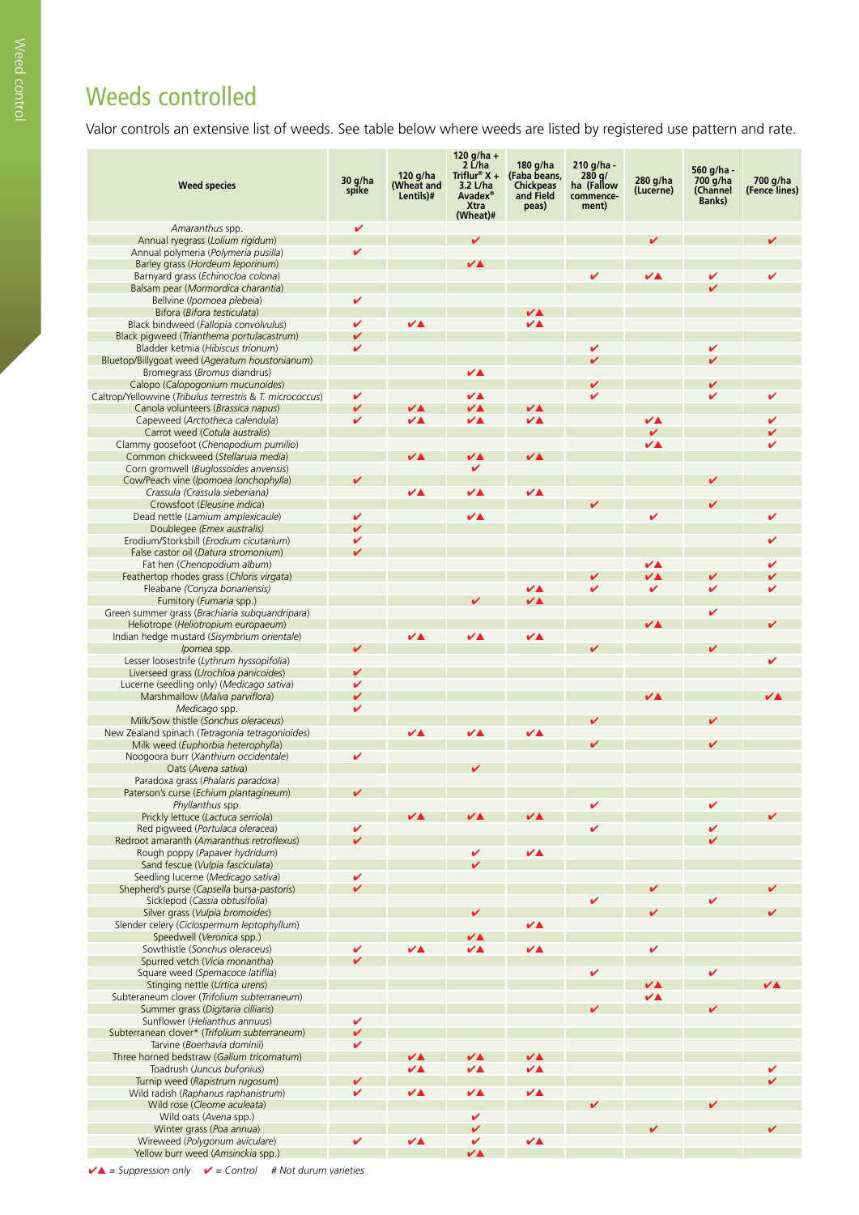# Weeds controlled

Valor controls an extensive list of weeds. See table below where weeds are listed by registered use pattern and rate.

| Weed species | 30 g/ha spike | 120 g/ha (Wheat and Lentils)# | 120 g/ha + 2 L/ha Triflur® X + 3.2 L/ha Avadex® Xtra (Wheat)# | 180 g/ha (Faba beans, Chickpeas and Field peas) | 210 g/ha - 280 g/ ha (Fallow commence-ment) | 280 g/ha (Lucerne) | 560 g/ha - 700 g/ha (Channel Banks) | 700 g/ha (Fence lines) |
|---|---|---|---|---|---|---|---|---|
| *Amaranthus* spp. | ✔ | | | | | | | |
| Annual ryegrass (*Lolium rigidum*) | | | ✔ | | | ✔ | | ✔ |
| Annual polymeria (*Polymeria pusilla*) | ✔ | | | | | | | |
| Barley grass (*Hordeum leporinum*) | | | ✔▲ | | | | | |
| Barnyard grass (*Echinocloa colona*) | | | | | ✔ | ✔▲ | ✔ | ✔ |
| Balsam pear (*Mormordica charantia*) | | | | | | | ✔ | |
| Bellvine (*Ipomoea plebeia*) | ✔ | | | | | | | |
| Bifora (*Bifora testiculata*) | | | | ✔▲ | | | | |
| Black bindweed (*Fallopia convolvulus*) | ✔ | ✔▲ | | ✔▲ | | | | |
| Black pigweed (*Trianthema portulacastrum*) | ✔ | | | | | | | |
| Bladder ketmia (*Hibiscus trionum*) | ✔ | | | | ✔ | | ✔ | |
| Bluetop/Billygoat weed (*Ageratum houstonianum*) | | | | | ✔ | | ✔ | |
| Bromegrass (*Bromus diandrus*) | | | ✔▲ | | | | | |
| Calopo (*Calopogonium mucunoides*) | | | | | ✔ | | ✔ | |
| Caltrop/Yellowvine (*Tribulus terrestris* & *T. micrococcus*) | ✔ | | ✔▲ | | ✔ | | ✔ | ✔ |
| Canola volunteers (*Brassica napus*) | ✔ | ✔▲ | ✔▲ | ✔▲ | | | | |
| Capeweed (*Arctotheca calendula*) | ✔ | ✔▲ | ✔▲ | ✔▲ | | ✔▲ | | ✔ |
| Carrot weed (*Cotula australis*) | | | | | | ✔ | | ✔ |
| Clammy goosefoot (*Chenopodium pumilio*) | | | | | | ✔▲ | | ✔ |
| Common chickweed (*Stellaruia media*) | | ✔▲ | ✔▲ | ✔▲ | | | | |
| Corn gromwell (*Buglossoides arvensis*) | | | ✔ | | | | | |
| Cow/Peach vine (*Ipomoea lonchophylla*) | ✔ | | | | | | ✔ | |
| Crassula (*Crassula sieberiana*) | | ✔▲ | ✔▲ | ✔▲ | | | | |
| Crowsfoot (*Eleusine indica*) | | | | | ✔ | | ✔ | |
| Dead nettle (*Lamium amplexicaule*) | ✔ | | ✔▲ | | | ✔ | | ✔ |
| Doublegee (*Emex australis*) | ✔ | | | | | | | |
| Erodium/Storksbill (*Erodium cicutarium*) | ✔ | | | | | | | ✔ |
| False castor oil (*Datura stromonium*) | ✔ | | | | | | | |
| Fat hen (*Chenopodium album*) | | | | | | ✔▲ | | ✔ |
| Feathertop rhodes grass (*Chloris virgata*) | | | | | ✔ | ✔▲ | ✔ | ✔ |
| Fleabane (*Conyza bonariensis*) | | | | ✔▲ | ✔ | ✔ | ✔ | ✔ |
| Fumitory (*Fumaria* spp.) | | | ✔ | ✔▲ | | | | |
| Green summer grass (*Brachiaria subquandripara*) | | | | | | | ✔ | |
| Heliotrope (*Heliotropium europaeum*) | | | | | | ✔▲ | | ✔ |
| Indian hedge mustard (*Sisymbrium orientale*) | | ✔▲ | ✔▲ | ✔▲ | | | | |
| *Ipomea* spp. | ✔ | | | | ✔ | | ✔ | |
| Lesser loosestrife (*Lythrum hyssopifolia*) | | | | | | | | ✔ |
| Liverseed grass (*Urochloa panicoides*) | ✔ | | | | | | | |
| Lucerne (seedling only) (*Medicago sativa*) | ✔ | | | | | | | |
| Marshmallow (*Malva parviflora*) | ✔ | | | | | ✔▲ | | ✔▲ |
| *Medicago* spp. | ✔ | | | | | | | |
| Milk/Sow thistle (*Sonchus oleraceus*) | | | | | ✔ | | ✔ | |
| New Zealand spinach (*Tetragonia tetragonioides*) | | ✔▲ | ✔▲ | ✔▲ | | | | |
| Milk weed (*Euphorbia heterophylla*) | | | | | ✔ | | ✔ | |
| Noogoora burr (*Xanthium occidentale*) | ✔ | | | | | | | |
| Oats (*Avena sativa*) | | | ✔ | | | | | |
| Paradoxa grass (*Phalaris paradoxa*) | | | | | | | | |
| Paterson's curse (*Echium plantagineum*) | ✔ | | | | | | | |
| *Phyllanthus* spp. | | | | | ✔ | | ✔ | |
| Prickly lettuce (*Lactuca serriola*) | | ✔▲ | ✔▲ | ✔▲ | | | | ✔ |
| Red pigweed (*Portulaca oleracea*) | ✔ | | | | ✔ | | ✔ | |
| Redroot amaranth (*Amaranthus retroflexus*) | ✔ | | | | | | ✔ | |
| Rough poppy (*Papaver hydridum*) | | | ✔ | ✔▲ | | | | |
| Sand fescue (*Vulpia fasciculata*) | | | ✔ | | | | | |
| Seedling lucerne (*Medicago sativa*) | ✔ | | | | | | | |
| Shepherd's purse (*Capsella bursa-pastoris*) | ✔ | | | | | ✔ | | ✔ |
| Sicklepod (*Cassia obtusifolia*) | | | | | ✔ | | ✔ | |
| Silver grass (*Vulpia bromoides*) | | | ✔ | | | ✔ | | ✔ |
| Slender celery (*Ciclospermum leptophyllum*) | | | | ✔▲ | | | | |
| Speedwell (*Veronica* spp.) | | | ✔▲ | | | | | |
| Sowthistle (*Sonchus oleraceus*) | ✔ | ✔▲ | ✔▲ | ✔▲ | | ✔ | | |
| Spurred vetch (*Vicia monantha*) | ✔ | | | | | | | |
| Square weed (*Spemacoce latifila*) | | | | | ✔ | | ✔ | |
| Stinging nettle (*Urtica urens*) | | | | | | ✔▲ | | ✔▲ |
| Subteraneum clover (*Trifolium subterraneum*) | | | | | | ✔▲ | | |
| Summer grass (*Digitaria cilliaris*) | | | | | ✔ | | ✔ | |
| Sunflower (*Helianthus annuus*) | ✔ | | | | | | | |
| Subterranean clover* (*Trifolium subterraneum*) | ✔ | | | | | | | |
| Tarvine (*Boerhavia dominii*) | ✔ | | | | | | | |
| Three horned bedstraw (*Galium tricornatum*) | | ✔▲ | ✔▲ | ✔▲ | | | | |
| Toadrush (*Juncus bufonius*) | | ✔▲ | ✔▲ | ✔▲ | | | | ✔ |
| Turnip weed (*Rapistrum rugosum*) | ✔ | | | | | | | ✔ |
| Wild radish (*Raphanus raphanistrum*) | ✔ | ✔▲ | ✔▲ | ✔▲ | | | | |
| Wild rose (*Cleome aculeata*) | | | | | ✔ | | ✔ | |
| Wild oats (*Avena* spp.) | | | ✔ | | | | | |
| Winter grass (*Poa annua*) | | | ✔ | | | ✔ | | ✔ |
| Wireweed (*Polygonum aviculare*) | ✔ | ✔▲ | ✔ | ✔▲ | | | | |
| Yellow burr weed (*Amsinckia* spp.) | | | ✔▲ | | | | | |

*✔▲ = Suppression only   ✔ = Control   # Not durum varieties*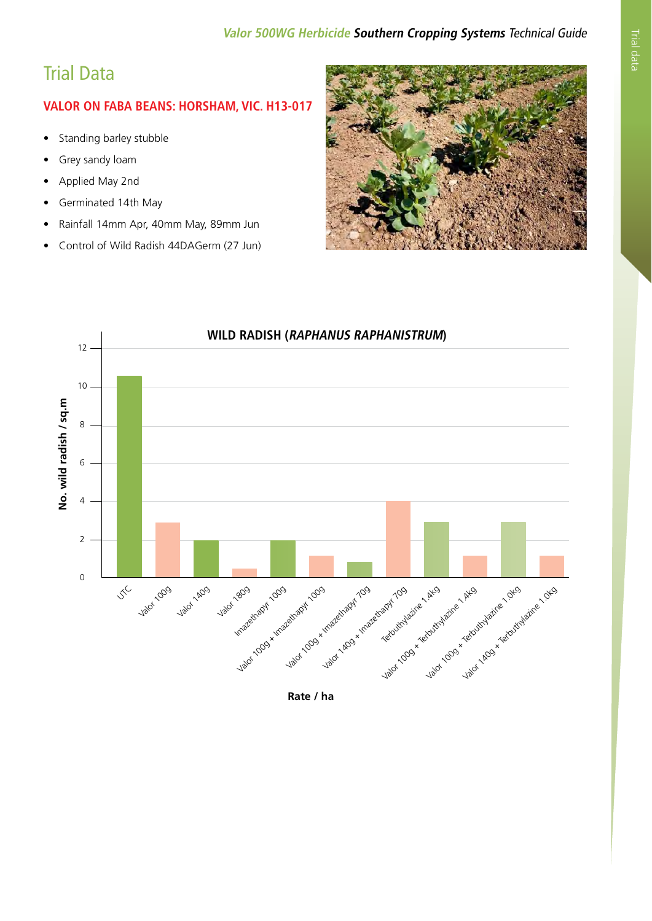# Trial Data

## VALOR ON FABA BEANS: HORSHAM, VIC. H13-017

- Standing barley stubble
- Grey sandy loam
- Applied May 2nd
- Germinated 14th May
- Rainfall 14mm Apr, 40mm May, 89mm Jun
- Control of Wild Radish 44DAGerm (27 Jun)

**WILD RADISH (*RAPHANUS RAPHANISTRUM*)**

No. wild radish / sq.m

Rate / ha

UTC, Valor 100g, Valor 140g, Valor 180g, Imazethapyr 100g, Valor 100g + Imazethapyr 100g, Valor 100g + Imazethapyr 70g, Valor 140g + Imazethapyr 70g, Terbuthylazine 1.4kg, Valor 100g + Terbuthylazine 1.4kg, Valor 100g + Terbuthylazine 1.0kg, Valor 140g + Terbuthylazine 1.0kg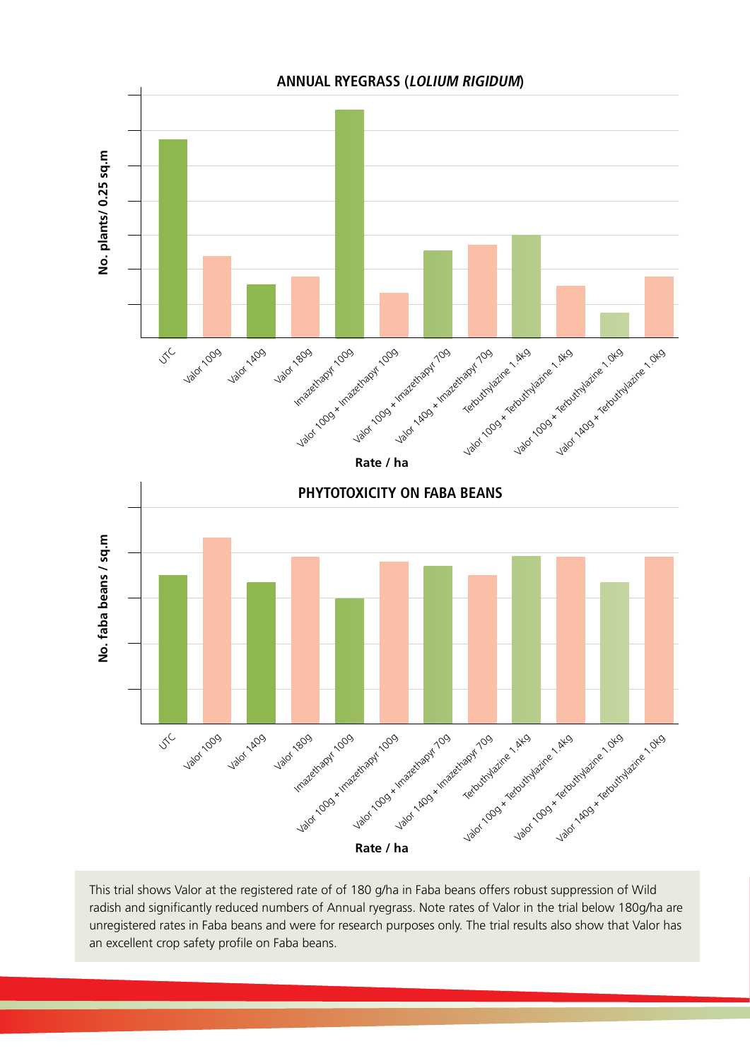## ANNUAL RYEGRASS (*LOLIUM RIGIDUM*)

No. plants/ 0.25 sq.m

UTC, Valor 100g, Valor 140g, Valor 180g, Imazethapyr 100g, Valor 100g + Imazethapyr 100g, Valor 100g + Imazethapyr 70g, Valor 140g + Imazethapyr 70g, Terbuthylazine 1.4kg, Valor 100g + Terbuthylazine 1.4kg, Valor 100g + Terbuthylazine 1.0kg, Valor 140g + Terbuthylazine 1.0kg

Rate / ha

## PHYTOTOXICITY ON FABA BEANS

No. faba beans / sq.m

UTC, Valor 100g, Valor 140g, Valor 180g, Imazethapyr 100g, Valor 100g + Imazethapyr 100g, Valor 100g + Imazethapyr 70g, Valor 140g + Imazethapyr 70g, Terbuthylazine 1.4kg, Valor 100g + Terbuthylazine 1.4kg, Valor 100g + Terbuthylazine 1.0kg, Valor 140g + Terbuthylazine 1.0kg

Rate / ha

This trial shows Valor at the registered rate of of 180 g/ha in Faba beans offers robust suppression of Wild radish and significantly reduced numbers of Annual ryegrass. Note rates of Valor in the trial below 180g/ha are unregistered rates in Faba beans and were for research purposes only. The trial results also show that Valor has an excellent crop safety profile on Faba beans.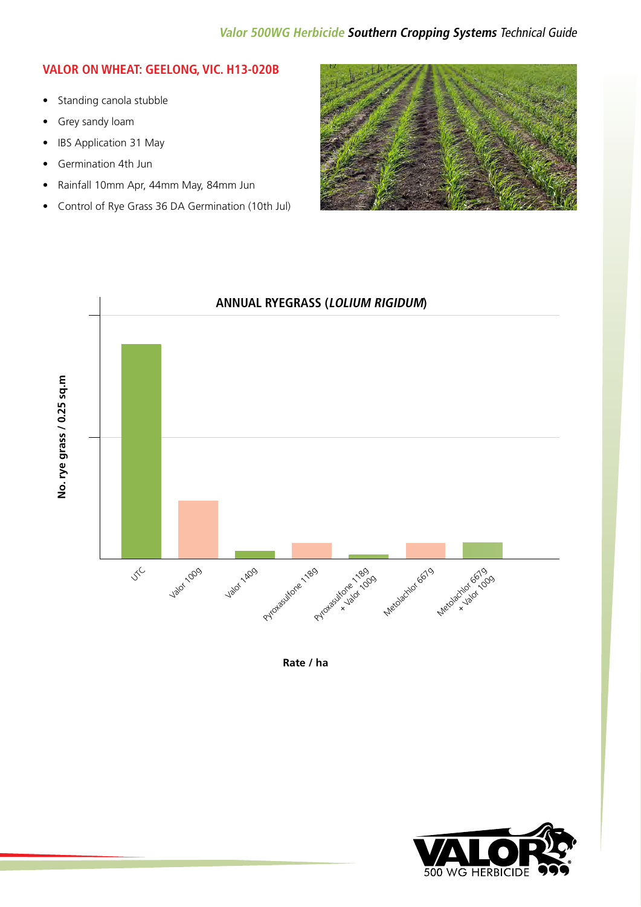## VALOR ON WHEAT: GEELONG, VIC. H13-020B

- Standing canola stubble
- Grey sandy loam
- IBS Application 31 May
- Germination 4th Jun
- Rainfall 10mm Apr, 44mm May, 84mm Jun
- Control of Rye Grass 36 DA Germination (10th Jul)

ANNUAL RYEGRASS (*LOLIUM RIGIDUM*)

No. rye grass / 0.25 sq.m

UTC
Valor 100g
Valor 140g
Pyroxasulfone 118g
Pyroxasulfone 118g + Valor 100g
Metolachlor 667g
Metolachlor 667g + Valor 100g

Rate / ha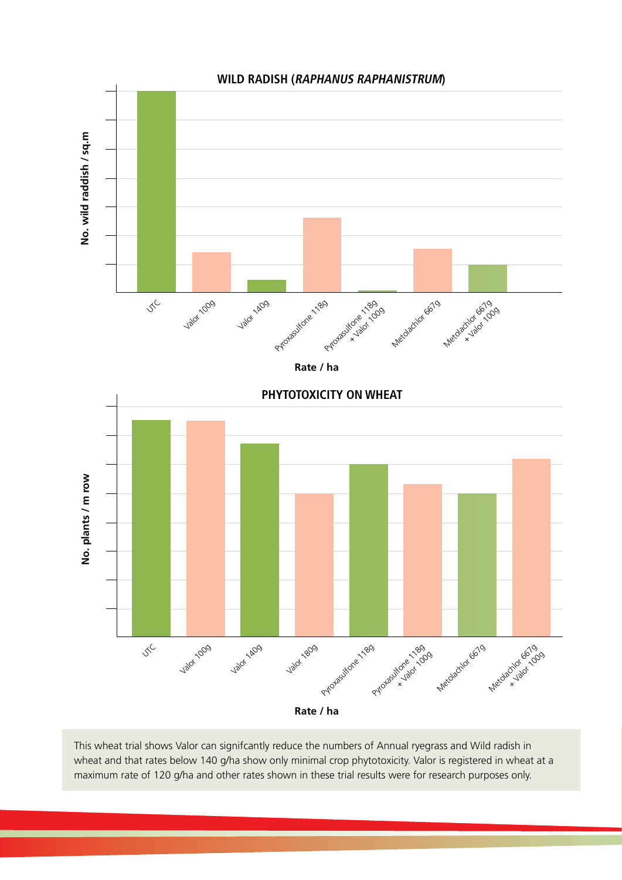**WILD RADISH (*RAPHANUS RAPHANISTRUM*)**

No. wild raddish / sq.m

UTC | Valor 100g | Valor 140g | Pyroxasulfone 118g | Pyroxasulfone 118g + Valor 100g | Metolachlor 667g | Metolachlor 667g + Valor 100g

Rate / ha

**PHYTOTOXICITY ON WHEAT**

No. plants / m row

UTC | Valor 100g | Valor 140g | Valor 180g | Pyroxasulfone 118g | Pyroxasulfone 118g + Valor 100g | Metolachlor 667g | Metolachlor 667g + Valor 100g

Rate / ha

This wheat trial shows Valor can signifcantly reduce the numbers of Annual ryegrass and Wild radish in wheat and that rates below 140 g/ha show only minimal crop phytotoxicity. Valor is registered in wheat at a maximum rate of 120 g/ha and other rates shown in these trial results were for research purposes only.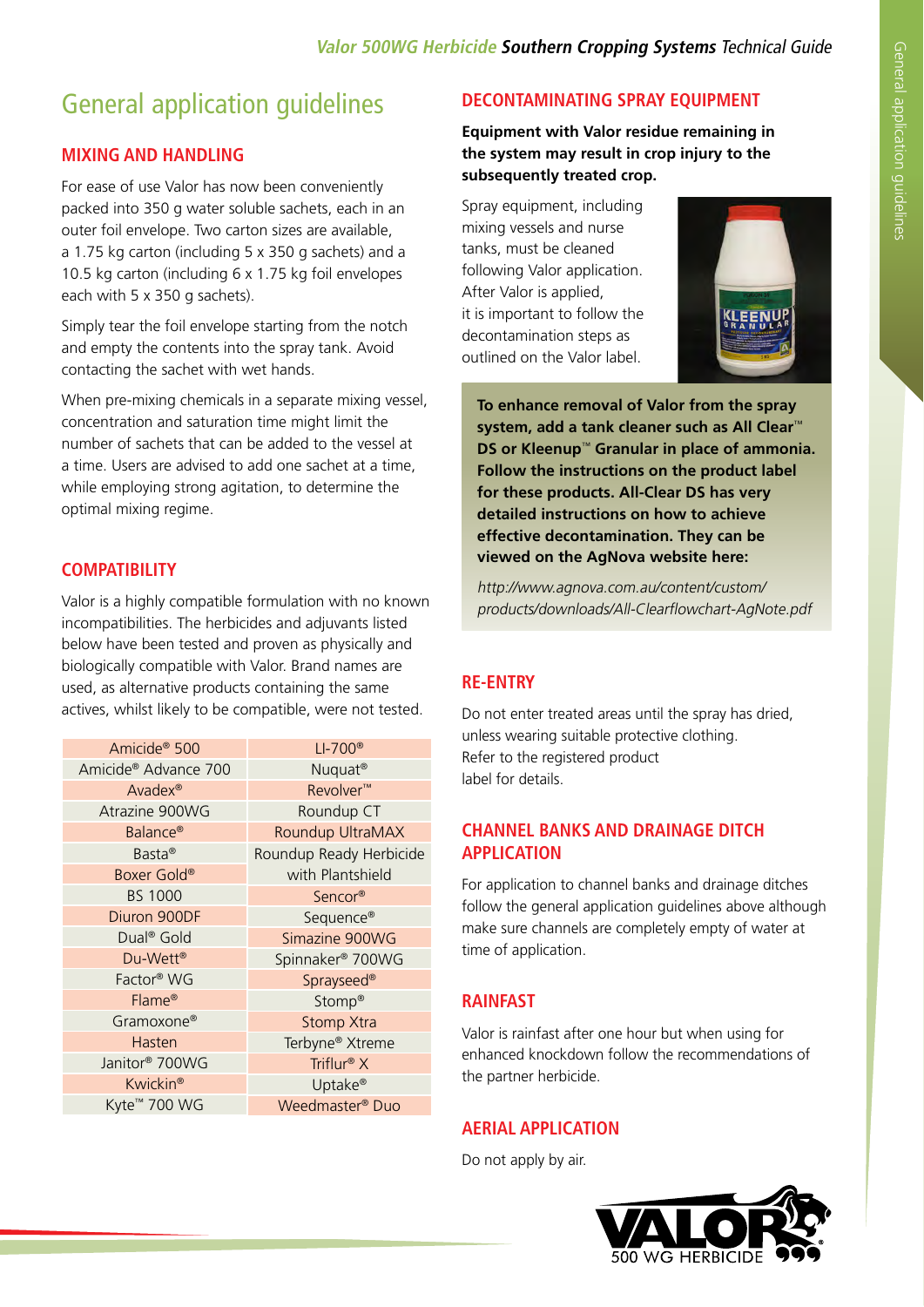# General application guidelines

## MIXING AND HANDLING

For ease of use Valor has now been conveniently packed into 350 g water soluble sachets, each in an outer foil envelope. Two carton sizes are available, a 1.75 kg carton (including 5 x 350 g sachets) and a 10.5 kg carton (including 6 x 1.75 kg foil envelopes each with 5 x 350 g sachets).

Simply tear the foil envelope starting from the notch and empty the contents into the spray tank. Avoid contacting the sachet with wet hands.

When pre-mixing chemicals in a separate mixing vessel, concentration and saturation time might limit the number of sachets that can be added to the vessel at a time. Users are advised to add one sachet at a time, while employing strong agitation, to determine the optimal mixing regime.

## COMPATIBILITY

Valor is a highly compatible formulation with no known incompatibilities. The herbicides and adjuvants listed below have been tested and proven as physically and biologically compatible with Valor. Brand names are used, as alternative products containing the same actives, whilst likely to be compatible, were not tested.

| | |
|---|---|
| Amicide® 500 | LI-700® |
| Amicide® Advance 700 | Nuquat® |
| Avadex® | Revolver™ |
| Atrazine 900WG | Roundup CT |
| Balance® | Roundup UltraMAX |
| Basta® | Roundup Ready Herbicide with Plantshield |
| Boxer Gold® | Sencor® |
| BS 1000 | Sequence® |
| Diuron 900DF | Simazine 900WG |
| Dual® Gold | Spinnaker® 700WG |
| Du-Wett® | Sprayseed® |
| Factor® WG | Stomp® |
| Flame® | Stomp Xtra |
| Gramoxone® | Terbyne® Xtreme |
| Hasten | Triflur® X |
| Janitor® 700WG | Uptake® |
| Kwickin® | Weedmaster® Duo |
| Kyte™ 700 WG | |

## DECONTAMINATING SPRAY EQUIPMENT

**Equipment with Valor residue remaining in the system may result in crop injury to the subsequently treated crop.**

Spray equipment, including mixing vessels and nurse tanks, must be cleaned following Valor application. After Valor is applied, it is important to follow the decontamination steps as outlined on the Valor label.

**To enhance removal of Valor from the spray system, add a tank cleaner such as All Clear™ DS or Kleenup™ Granular in place of ammonia. Follow the instructions on the product label for these products. All-Clear DS has very detailed instructions on how to achieve effective decontamination. They can be viewed on the AgNova website here:**

*http://www.agnova.com.au/content/custom/products/downloads/All-Clearflowchart-AgNote.pdf*

## RE-ENTRY

Do not enter treated areas until the spray has dried, unless wearing suitable protective clothing. Refer to the registered product label for details.

## CHANNEL BANKS AND DRAINAGE DITCH APPLICATION

For application to channel banks and drainage ditches follow the general application guidelines above although make sure channels are completely empty of water at time of application.

## RAINFAST

Valor is rainfast after one hour but when using for enhanced knockdown follow the recommendations of the partner herbicide.

## AERIAL APPLICATION

Do not apply by air.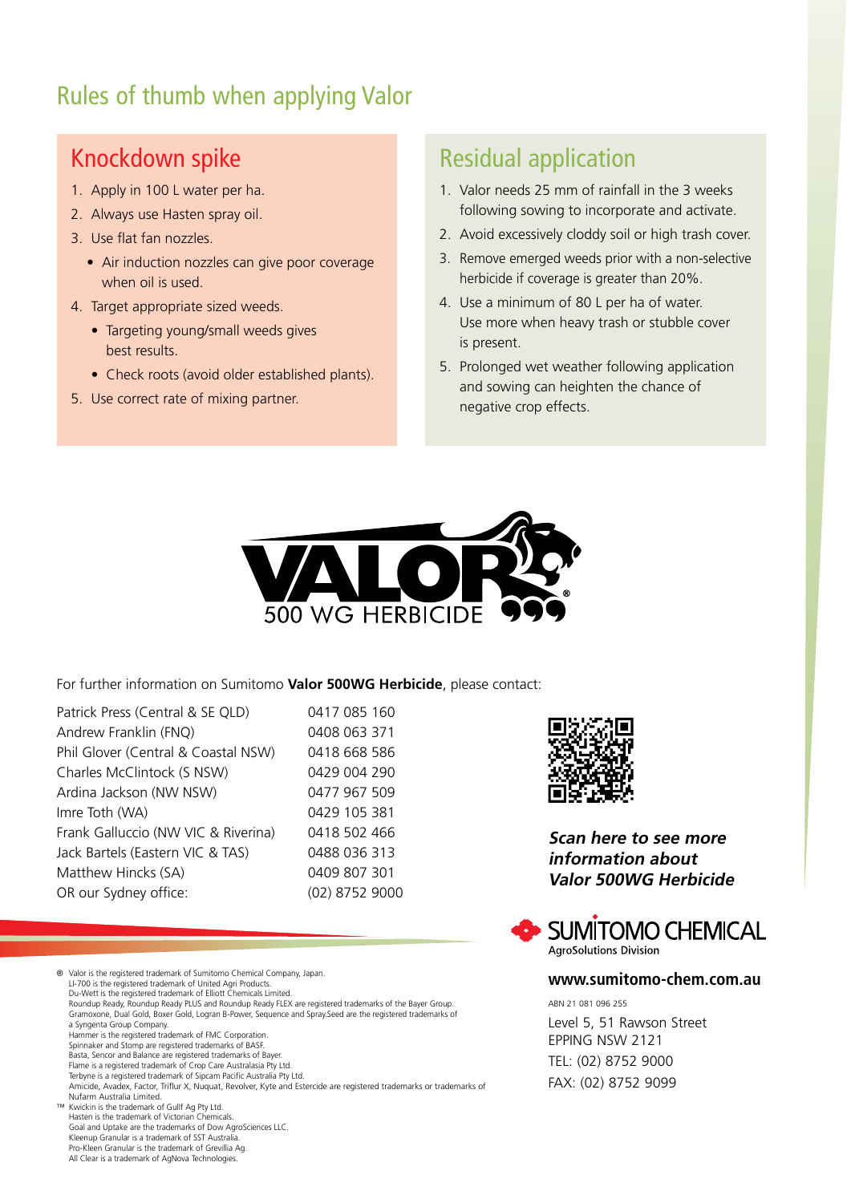# Rules of thumb when applying Valor

## Knockdown spike

1. Apply in 100 L water per ha.
2. Always use Hasten spray oil.
3. Use flat fan nozzles.
   - Air induction nozzles can give poor coverage when oil is used.
4. Target appropriate sized weeds.
   - Targeting young/small weeds gives best results.
   - Check roots (avoid older established plants).
5. Use correct rate of mixing partner.

## Residual application

1. Valor needs 25 mm of rainfall in the 3 weeks following sowing to incorporate and activate.
2. Avoid excessively cloddy soil or high trash cover.
3. Remove emerged weeds prior with a non-selective herbicide if coverage is greater than 20%.
4. Use a minimum of 80 L per ha of water. Use more when heavy trash or stubble cover is present.
5. Prolonged wet weather following application and sowing can heighten the chance of negative crop effects.

VALOR® 500 WG HERBICIDE

For further information on Sumitomo **Valor 500WG Herbicide**, please contact:

| | |
|---|---|
| Patrick Press (Central & SE QLD) | 0417 085 160 |
| Andrew Franklin (FNQ) | 0408 063 371 |
| Phil Glover (Central & Coastal NSW) | 0418 668 586 |
| Charles McClintock (S NSW) | 0429 004 290 |
| Ardina Jackson (NW NSW) | 0477 967 509 |
| Imre Toth (WA) | 0429 105 381 |
| Frank Galluccio (NW VIC & Riverina) | 0418 502 466 |
| Jack Bartels (Eastern VIC & TAS) | 0488 036 313 |
| Matthew Hincks (SA) | 0409 807 301 |
| OR our Sydney office: | (02) 8752 9000 |

***Scan here to see more information about Valor 500WG Herbicide***

SUMITOMO CHEMICAL
AgroSolutions Division

**www.sumitomo-chem.com.au**

ABN 21 081 096 255

Level 5, 51 Rawson Street
EPPING NSW 2121
TEL: (02) 8752 9000
FAX: (02) 8752 9099

® Valor is the registered trademark of Sumitomo Chemical Company, Japan.
LI-700 is the registered trademark of United Agri Products.
Du-Wett is the registered trademark of Elliott Chemicals Limited.
Roundup Ready, Roundup Ready PLUS and Roundup Ready FLEX are registered trademarks of the Bayer Group.
Gramoxone, Dual Gold, Boxer Gold, Logran B-Power, Sequence and Spray.Seed are the registered trademarks of a Syngenta Group Company.
Hammer is the registered trademark of FMC Corporation.
Spinnaker and Stomp are registered trademarks of BASF.
Basta, Sencor and Balance are registered trademarks of Bayer.
Flame is a registered trademark of Crop Care Australasia Pty Ltd.
Terbyne is a registered trademark of Sipcam Pacific Australia Pty Ltd.
Amicide, Avadex, Factor, Triflur X, Nuquat, Revolver, Kyte and Estercide are registered trademarks or trademarks of Nufarm Australia Limited.
™ Kwickin is the trademark of Gullf Ag Pty Ltd.
Hasten is the trademark of Victorian Chemicals.
Goal and Uptake are the trademarks of Dow AgroSciences LLC.
Kleenup Granular is a trademark of SST Australia.
Pro-Kleen Granular is the trademark of Grevillia Ag.
All Clear is a trademark of AgNova Technologies.